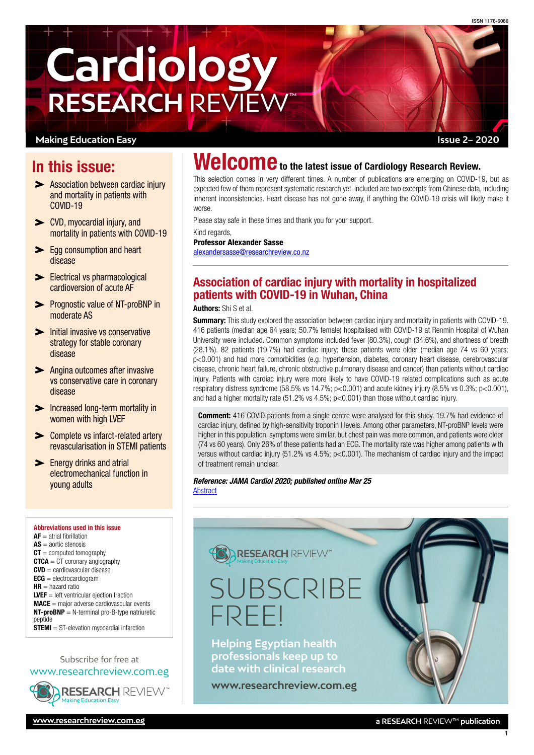ISSN 1178-6086

# Cardiology RESEARCH REVIEW™

Making Education Easy

Issue 2– 2020

## In this issue:

- Association between cardiac injury and mortality in patients with COVID-19
- CVD, myocardial injury, and mortality in patients with COVID-19
- Egg consumption and heart disease
- Electrical vs pharmacological cardioversion of acute AF
- Prognostic value of NT-proBNP in moderate AS
- Initial invasive vs conservative strategy for stable coronary disease
- Angina outcomes after invasive vs conservative care in coronary disease
- Increased long-term mortality in women with high LVEF
- Complete vs infarct-related artery revascularisation in STEMI patients
- Energy drinks and electromechanical function in young adults

**Abbreviations used in this issue**

**AF** = atrial fibrillation
**AS** = aortic stenosis
**CT** = computed tomography
**CTCA** = CT coronary angiography
**CVD** = cardiovascular disease
**ECG** = electrocardiogram
**HR** = hazard ratio
**LVEF** = left ventricular ejection fraction
**MACE** = major adverse cardiovascular events
**NT-proBNP** = N-terminal pro-B-type natriuretic peptide
**STEMI** = ST-elevation myocardial infarction

Subscribe for free at
www.researchreview.com.eg

RESEARCH REVIEW™ Making Education Easy

## Welcome to the latest issue of Cardiology Research Review.

This selection comes in very different times. A number of publications are emerging on COVID-19, but as expected few of them represent systematic research yet. Included are two excerpts from Chinese data, including inherent inconsistencies. Heart disease has not gone away, if anything the COVID-19 crisis will likely make it worse.

Please stay safe in these times and thank you for your support.

Kind regards,

**Professor Alexander Sasse**

alexandersasse@researchreview.co.nz

## Association of cardiac injury with mortality in hospitalized patients with COVID-19 in Wuhan, China

**Authors:** Shi S et al.

**Summary:** This study explored the association between cardiac injury and mortality in patients with COVID-19. 416 patients (median age 64 years; 50.7% female) hospitalised with COVID-19 at Renmin Hospital of Wuhan University were included. Common symptoms included fever (80.3%), cough (34.6%), and shortness of breath (28.1%). 82 patients (19.7%) had cardiac injury; these patients were older (median age 74 vs 60 years; $p<0.001$) and had more comorbidities (e.g. hypertension, diabetes, coronary heart disease, cerebrovascular disease, chronic heart failure, chronic obstructive pulmonary disease and cancer) than patients without cardiac injury. Patients with cardiac injury were more likely to have COVID-19 related complications such as acute respiratory distress syndrome (58.5% vs 14.7%; $p<0.001$) and acute kidney injury (8.5% vs 0.3%; $p<0.001$), and had a higher mortality rate (51.2% vs 4.5%; $p<0.001$) than those without cardiac injury.

**Comment:** 416 COVID patients from a single centre were analysed for this study. 19.7% had evidence of cardiac injury, defined by high-sensitivity troponin I levels. Among other parameters, NT-proBNP levels were higher in this population, symptoms were similar, but chest pain was more common, and patients were older (74 vs 60 years). Only 26% of these patients had an ECG. The mortality rate was higher among patients with versus without cardiac injury (51.2% vs 4.5%; $p<0.001$). The mechanism of cardiac injury and the impact of treatment remain unclear.

***Reference: JAMA Cardiol 2020; published online Mar 25***

Abstract

RESEARCH REVIEW™ Making Education Easy

SUBSCRIBE FREE!

Helping Egyptian health professionals keep up to date with clinical research

www.researchreview.com.eg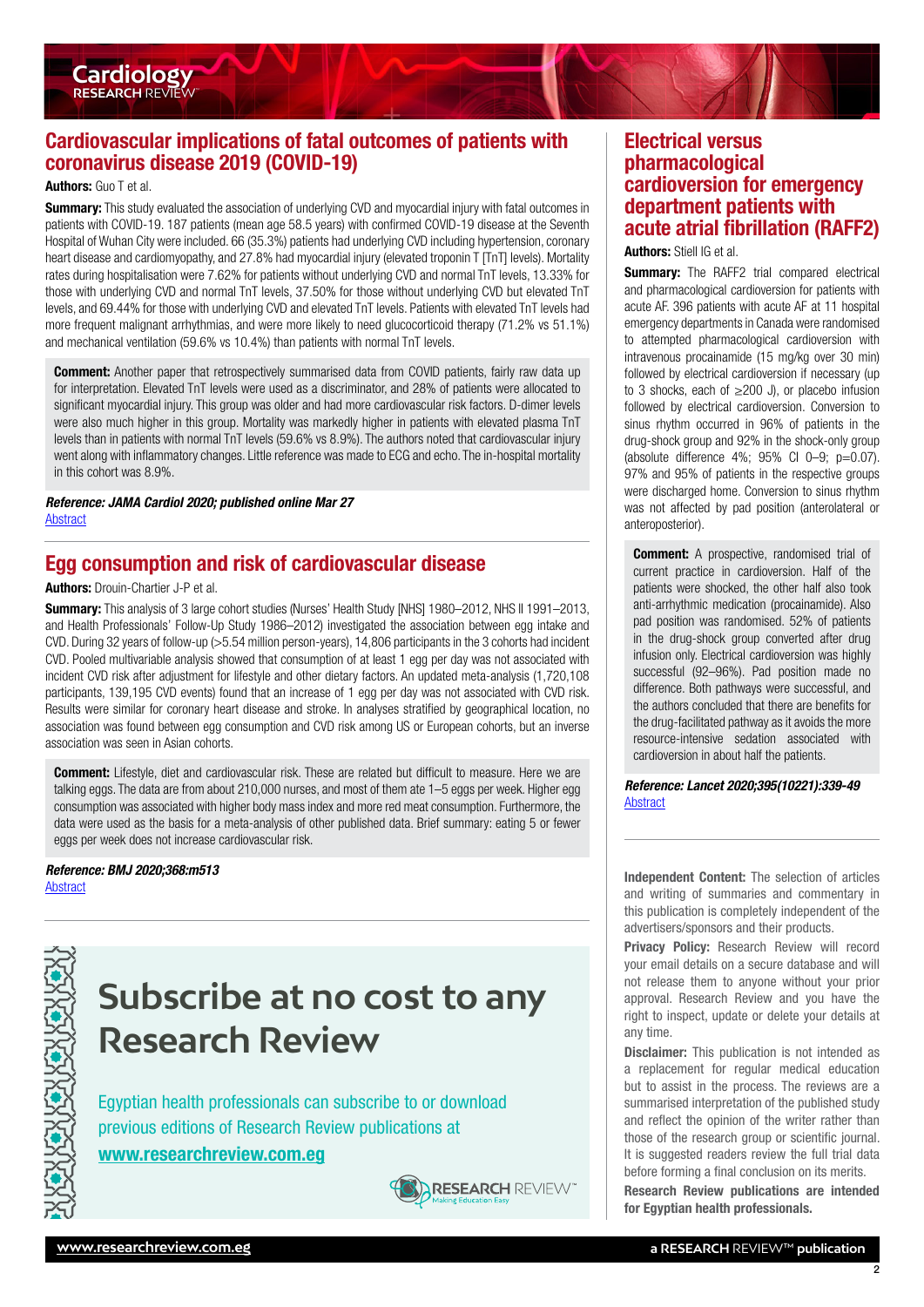## Cardiovascular implications of fatal outcomes of patients with coronavirus disease 2019 (COVID-19)

**Authors:** Guo T et al.

**Summary:** This study evaluated the association of underlying CVD and myocardial injury with fatal outcomes in patients with COVID-19. 187 patients (mean age 58.5 years) with confirmed COVID-19 disease at the Seventh Hospital of Wuhan City were included. 66 (35.3%) patients had underlying CVD including hypertension, coronary heart disease and cardiomyopathy, and 27.8% had myocardial injury (elevated troponin T [TnT] levels). Mortality rates during hospitalisation were 7.62% for patients without underlying CVD and normal TnT levels, 13.33% for those with underlying CVD and normal TnT levels, 37.50% for those without underlying CVD but elevated TnT levels, and 69.44% for those with underlying CVD and elevated TnT levels. Patients with elevated TnT levels had more frequent malignant arrhythmias, and were more likely to need glucocorticoid therapy (71.2% vs 51.1%) and mechanical ventilation (59.6% vs 10.4%) than patients with normal TnT levels.

**Comment:** Another paper that retrospectively summarised data from COVID patients, fairly raw data up for interpretation. Elevated TnT levels were used as a discriminator, and 28% of patients were allocated to significant myocardial injury. This group was older and had more cardiovascular risk factors. D-dimer levels were also much higher in this group. Mortality was markedly higher in patients with elevated plasma TnT levels than in patients with normal TnT levels (59.6% vs 8.9%). The authors noted that cardiovascular injury went along with inflammatory changes. Little reference was made to ECG and echo. The in-hospital mortality in this cohort was 8.9%.

***Reference: JAMA Cardiol 2020; published online Mar 27***
Abstract

## Egg consumption and risk of cardiovascular disease

**Authors:** Drouin-Chartier J-P et al.

**Summary:** This analysis of 3 large cohort studies (Nurses' Health Study [NHS] 1980–2012, NHS II 1991–2013, and Health Professionals' Follow-Up Study 1986–2012) investigated the association between egg intake and CVD. During 32 years of follow-up (>5.54 million person-years), 14,806 participants in the 3 cohorts had incident CVD. Pooled multivariable analysis showed that consumption of at least 1 egg per day was not associated with incident CVD risk after adjustment for lifestyle and other dietary factors. An updated meta-analysis (1,720,108 participants, 139,195 CVD events) found that an increase of 1 egg per day was not associated with CVD risk. Results were similar for coronary heart disease and stroke. In analyses stratified by geographical location, no association was found between egg consumption and CVD risk among US or European cohorts, but an inverse association was seen in Asian cohorts.

**Comment:** Lifestyle, diet and cardiovascular risk. These are related but difficult to measure. Here we are talking eggs. The data are from about 210,000 nurses, and most of them ate 1–5 eggs per week. Higher egg consumption was associated with higher body mass index and more red meat consumption. Furthermore, the data were used as the basis for a meta-analysis of other published data. Brief summary: eating 5 or fewer eggs per week does not increase cardiovascular risk.

***Reference: BMJ 2020;368:m513***
Abstract

# Subscribe at no cost to any Research Review

Egyptian health professionals can subscribe to or download previous editions of Research Review publications at **www.researchreview.com.eg**

## Electrical versus pharmacological cardioversion for emergency department patients with acute atrial fibrillation (RAFF2)

**Authors:** Stiell IG et al.

**Summary:** The RAFF2 trial compared electrical and pharmacological cardioversion for patients with acute AF. 396 patients with acute AF at 11 hospital emergency departments in Canada were randomised to attempted pharmacological cardioversion with intravenous procainamide (15 mg/kg over 30 min) followed by electrical cardioversion if necessary (up to 3 shocks, each of ≥200 J), or placebo infusion followed by electrical cardioversion. Conversion to sinus rhythm occurred in 96% of patients in the drug-shock group and 92% in the shock-only group (absolute difference 4%; 95% CI 0–9; p=0.07). 97% and 95% of patients in the respective groups were discharged home. Conversion to sinus rhythm was not affected by pad position (anterolateral or anteroposterior).

**Comment:** A prospective, randomised trial of current practice in cardioversion. Half of the patients were shocked, the other half also took anti-arrhythmic medication (procainamide). Also pad position was randomised. 52% of patients in the drug-shock group converted after drug infusion only. Electrical cardioversion was highly successful (92–96%). Pad position made no difference. Both pathways were successful, and the authors concluded that there are benefits for the drug-facilitated pathway as it avoids the more resource-intensive sedation associated with cardioversion in about half the patients.

***Reference: Lancet 2020;395(10221):339-49***
Abstract

**Independent Content:** The selection of articles and writing of summaries and commentary in this publication is completely independent of the advertisers/sponsors and their products.

**Privacy Policy:** Research Review will record your email details on a secure database and will not release them to anyone without your prior approval. Research Review and you have the right to inspect, update or delete your details at any time.

**Disclaimer:** This publication is not intended as a replacement for regular medical education but to assist in the process. The reviews are a summarised interpretation of the published study and reflect the opinion of the writer rather than those of the research group or scientific journal. It is suggested readers review the full trial data before forming a final conclusion on its merits.

**Research Review publications are intended for Egyptian health professionals.**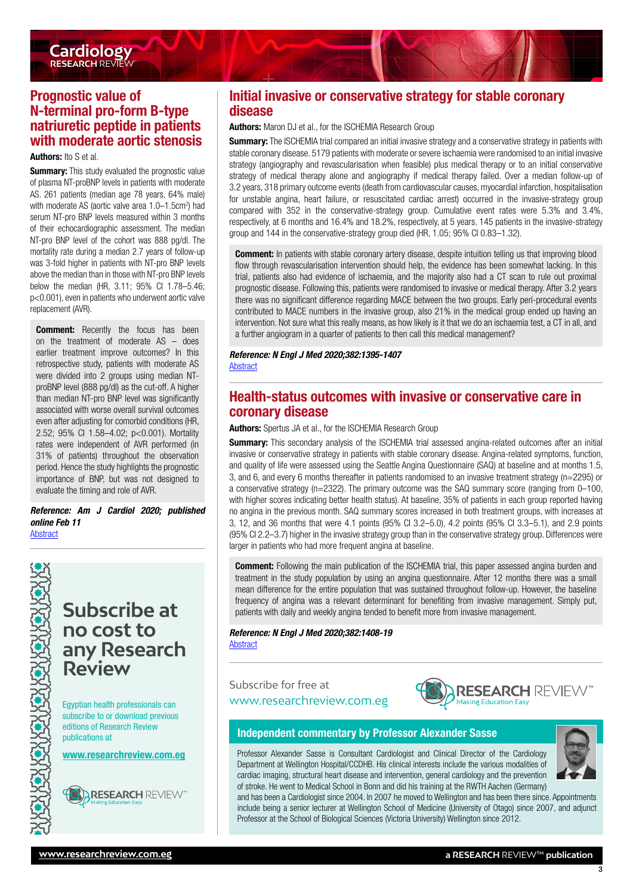## Prognostic value of N-terminal pro-form B-type natriuretic peptide in patients with moderate aortic stenosis

**Authors:** Ito S et al.

**Summary:** This study evaluated the prognostic value of plasma NT-proBNP levels in patients with moderate AS. 261 patients (median age 78 years, 64% male) with moderate AS (aortic valve area 1.0–1.5cm$^2$) had serum NT-pro BNP levels measured within 3 months of their echocardiographic assessment. The median NT-pro BNP level of the cohort was 888 pg/dl. The mortality rate during a median 2.7 years of follow-up was 3-fold higher in patients with NT-pro BNP levels above the median than in those with NT-pro BNP levels below the median (HR, 3.11; 95% CI 1.78–5.46; p<0.001), even in patients who underwent aortic valve replacement (AVR).

**Comment:** Recently the focus has been on the treatment of moderate AS – does earlier treatment improve outcomes? In this retrospective study, patients with moderate AS were divided into 2 groups using median NT-proBNP level (888 pg/dl) as the cut-off. A higher than median NT-pro BNP level was significantly associated with worse overall survival outcomes even after adjusting for comorbid conditions (HR, 2.52; 95% CI 1.58–4.02; p<0.001). Mortality rates were independent of AVR performed (in 31% of patients) throughout the observation period. Hence the study highlights the prognostic importance of BNP, but was not designed to evaluate the timing and role of AVR.

***Reference: Am J Cardiol 2020; published online Feb 11***
[Abstract]

# Subscribe at no cost to any Research Review

Egyptian health professionals can subscribe to or download previous editions of Research Review publications at

**www.researchreview.com.eg**

## Initial invasive or conservative strategy for stable coronary disease

**Authors:** Maron DJ et al., for the ISCHEMIA Research Group

**Summary:** The ISCHEMIA trial compared an initial invasive strategy and a conservative strategy in patients with stable coronary disease. 5179 patients with moderate or severe ischaemia were randomised to an initial invasive strategy (angiography and revascularisation when feasible) plus medical therapy or to an initial conservative strategy of medical therapy alone and angiography if medical therapy failed. Over a median follow-up of 3.2 years, 318 primary outcome events (death from cardiovascular causes, myocardial infarction, hospitalisation for unstable angina, heart failure, or resuscitated cardiac arrest) occurred in the invasive-strategy group compared with 352 in the conservative-strategy group. Cumulative event rates were 5.3% and 3.4%, respectively, at 6 months and 16.4% and 18.2%, respectively, at 5 years. 145 patients in the invasive-strategy group and 144 in the conservative-strategy group died (HR, 1.05; 95% CI 0.83–1.32).

**Comment:** In patients with stable coronary artery disease, despite intuition telling us that improving blood flow through revascularisation intervention should help, the evidence has been somewhat lacking. In this trial, patients also had evidence of ischaemia, and the majority also had a CT scan to rule out proximal prognostic disease. Following this, patients were randomised to invasive or medical therapy. After 3.2 years there was no significant difference regarding MACE between the two groups. Early peri-procedural events contributed to MACE numbers in the invasive group, also 21% in the medical group ended up having an intervention. Not sure what this really means, as how likely is it that we do an ischaemia test, a CT in all, and a further angiogram in a quarter of patients to then call this medical management?

***Reference: N Engl J Med 2020;382:1395-1407***
[Abstract]

## Health-status outcomes with invasive or conservative care in coronary disease

**Authors:** Spertus JA et al., for the ISCHEMIA Research Group

**Summary:** This secondary analysis of the ISCHEMIA trial assessed angina-related outcomes after an initial invasive or conservative strategy in patients with stable coronary disease. Angina-related symptoms, function, and quality of life were assessed using the Seattle Angina Questionnaire (SAQ) at baseline and at months 1.5, 3, and 6, and every 6 months thereafter in patients randomised to an invasive treatment strategy (n=2295) or a conservative strategy (n=2322). The primary outcome was the SAQ summary score (ranging from 0–100, with higher scores indicating better health status). At baseline, 35% of patients in each group reported having no angina in the previous month. SAQ summary scores increased in both treatment groups, with increases at 3, 12, and 36 months that were 4.1 points (95% CI 3.2–5.0), 4.2 points (95% CI 3.3–5.1), and 2.9 points (95% CI 2.2–3.7) higher in the invasive strategy group than in the conservative strategy group. Differences were larger in patients who had more frequent angina at baseline.

**Comment:** Following the main publication of the ISCHEMIA trial, this paper assessed angina burden and treatment in the study population by using an angina questionnaire. After 12 months there was a small mean difference for the entire population that was sustained throughout follow-up. However, the baseline frequency of angina was a relevant determinant for benefiting from invasive management. Simply put, patients with daily and weekly angina tended to benefit more from invasive management.

***Reference: N Engl J Med 2020;382:1408-19***
[Abstract]

Subscribe for free at
www.researchreview.com.eg

### Independent commentary by Professor Alexander Sasse

Professor Alexander Sasse is Consultant Cardiologist and Clinical Director of the Cardiology Department at Wellington Hospital/CCDHB. His clinical interests include the various modalities of cardiac imaging, structural heart disease and intervention, general cardiology and the prevention of stroke. He went to Medical School in Bonn and did his training at the RWTH Aachen (Germany) and has been a Cardiologist since 2004. In 2007 he moved to Wellington and has been there since. Appointments include being a senior lecturer at Wellington School of Medicine (University of Otago) since 2007, and adjunct Professor at the School of Biological Sciences (Victoria University) Wellington since 2012.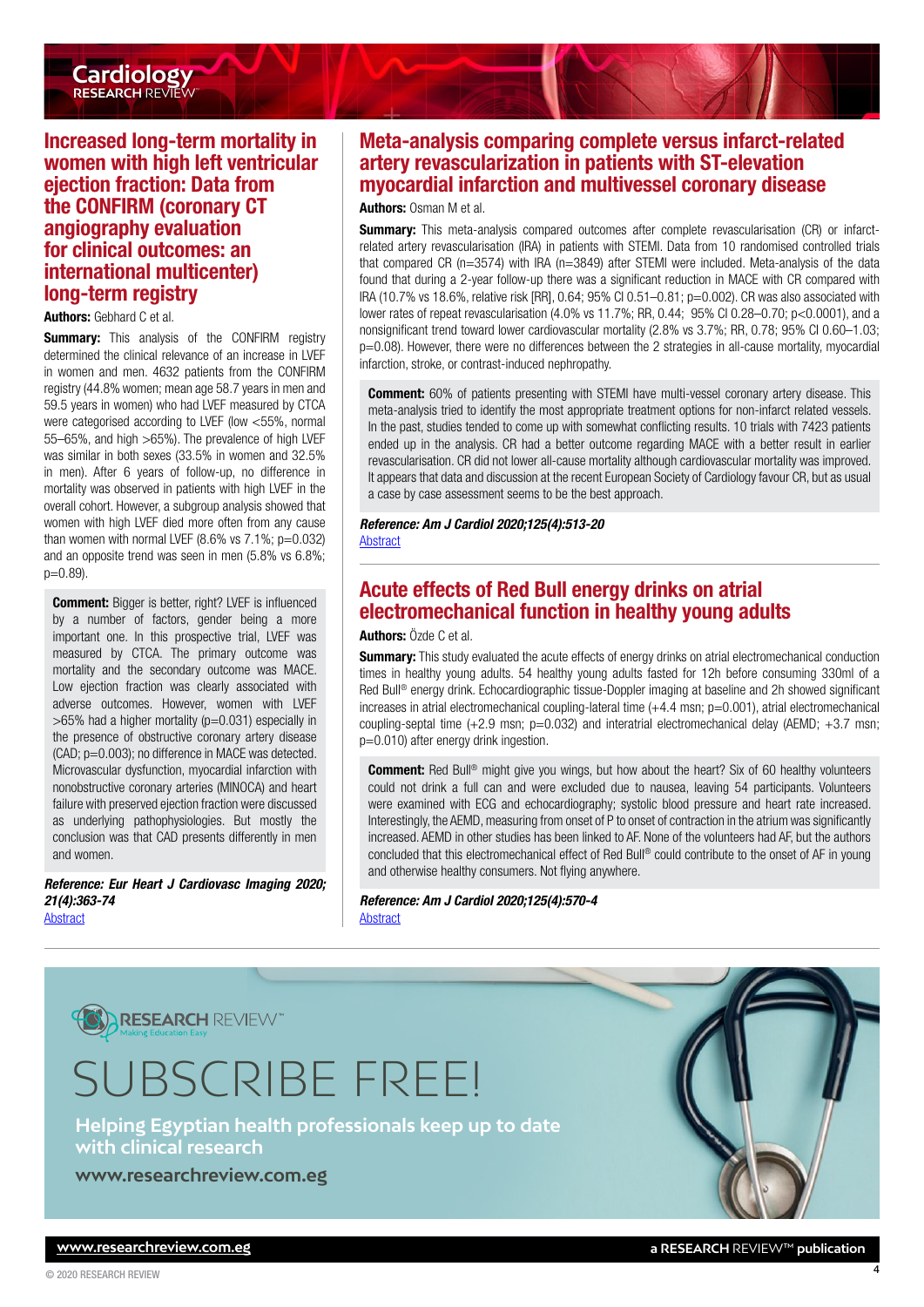## Increased long-term mortality in women with high left ventricular ejection fraction: Data from the CONFIRM (coronary CT angiography evaluation for clinical outcomes: an international multicenter) long-term registry

**Authors:** Gebhard C et al.

**Summary:** This analysis of the CONFIRM registry determined the clinical relevance of an increase in LVEF in women and men. 4632 patients from the CONFIRM registry (44.8% women; mean age 58.7 years in men and 59.5 years in women) who had LVEF measured by CTCA were categorised according to LVEF (low <55%, normal 55–65%, and high >65%). The prevalence of high LVEF was similar in both sexes (33.5% in women and 32.5% in men). After 6 years of follow-up, no difference in mortality was observed in patients with high LVEF in the overall cohort. However, a subgroup analysis showed that women with high LVEF died more often from any cause than women with normal LVEF (8.6% vs 7.1%; p=0.032) and an opposite trend was seen in men (5.8% vs 6.8%; p=0.89).

**Comment:** Bigger is better, right? LVEF is influenced by a number of factors, gender being a more important one. In this prospective trial, LVEF was measured by CTCA. The primary outcome was mortality and the secondary outcome was MACE. Low ejection fraction was clearly associated with adverse outcomes. However, women with LVEF >65% had a higher mortality (p=0.031) especially in the presence of obstructive coronary artery disease (CAD; p=0.003); no difference in MACE was detected. Microvascular dysfunction, myocardial infarction with nonobstructive coronary arteries (MINOCA) and heart failure with preserved ejection fraction were discussed as underlying pathophysiologies. But mostly the conclusion was that CAD presents differently in men and women.

***Reference: Eur Heart J Cardiovasc Imaging 2020; 21(4):363-74***

Abstract

## Meta-analysis comparing complete versus infarct-related artery revascularization in patients with ST-elevation myocardial infarction and multivessel coronary disease

**Authors:** Osman M et al.

**Summary:** This meta-analysis compared outcomes after complete revascularisation (CR) or infarct-related artery revascularisation (IRA) in patients with STEMI. Data from 10 randomised controlled trials that compared CR (n=3574) with IRA (n=3849) after STEMI were included. Meta-analysis of the data found that during a 2-year follow-up there was a significant reduction in MACE with CR compared with IRA (10.7% vs 18.6%, relative risk [RR], 0.64; 95% CI 0.51–0.81; p=0.002). CR was also associated with lower rates of repeat revascularisation (4.0% vs 11.7%; RR, 0.44; 95% CI 0.28–0.70; p<0.0001), and a nonsignificant trend toward lower cardiovascular mortality (2.8% vs 3.7%; RR, 0.78; 95% CI 0.60–1.03; p=0.08). However, there were no differences between the 2 strategies in all-cause mortality, myocardial infarction, stroke, or contrast-induced nephropathy.

**Comment:** 60% of patients presenting with STEMI have multi-vessel coronary artery disease. This meta-analysis tried to identify the most appropriate treatment options for non-infarct related vessels. In the past, studies tended to come up with somewhat conflicting results. 10 trials with 7423 patients ended up in the analysis. CR had a better outcome regarding MACE with a better result in earlier revascularisation. CR did not lower all-cause mortality although cardiovascular mortality was improved. It appears that data and discussion at the recent European Society of Cardiology favour CR, but as usual a case by case assessment seems to be the best approach.

***Reference: Am J Cardiol 2020;125(4):513-20***

Abstract

## Acute effects of Red Bull energy drinks on atrial electromechanical function in healthy young adults

**Authors:** Özde C et al.

**Summary:** This study evaluated the acute effects of energy drinks on atrial electromechanical conduction times in healthy young adults. 54 healthy young adults fasted for 12h before consuming 330ml of a Red Bull® energy drink. Echocardiographic tissue-Doppler imaging at baseline and 2h showed significant increases in atrial electromechanical coupling-lateral time (+4.4 msn; p=0.001), atrial electromechanical coupling-septal time (+2.9 msn; p=0.032) and interatrial electromechanical delay (AEMD; +3.7 msn; p=0.010) after energy drink ingestion.

**Comment:** Red Bull® might give you wings, but how about the heart? Six of 60 healthy volunteers could not drink a full can and were excluded due to nausea, leaving 54 participants. Volunteers were examined with ECG and echocardiography; systolic blood pressure and heart rate increased. Interestingly, the AEMD, measuring from onset of P to onset of contraction in the atrium was significantly increased. AEMD in other studies has been linked to AF. None of the volunteers had AF, but the authors concluded that this electromechanical effect of Red Bull® could contribute to the onset of AF in young and otherwise healthy consumers. Not flying anywhere.

***Reference: Am J Cardiol 2020;125(4):570-4***

Abstract

RESEARCH REVIEW™
Making Education Easy

# SUBSCRIBE FREE!

**Helping Egyptian health professionals keep up to date with clinical research**

**www.researchreview.com.eg**

© 2020 RESEARCH REVIEW